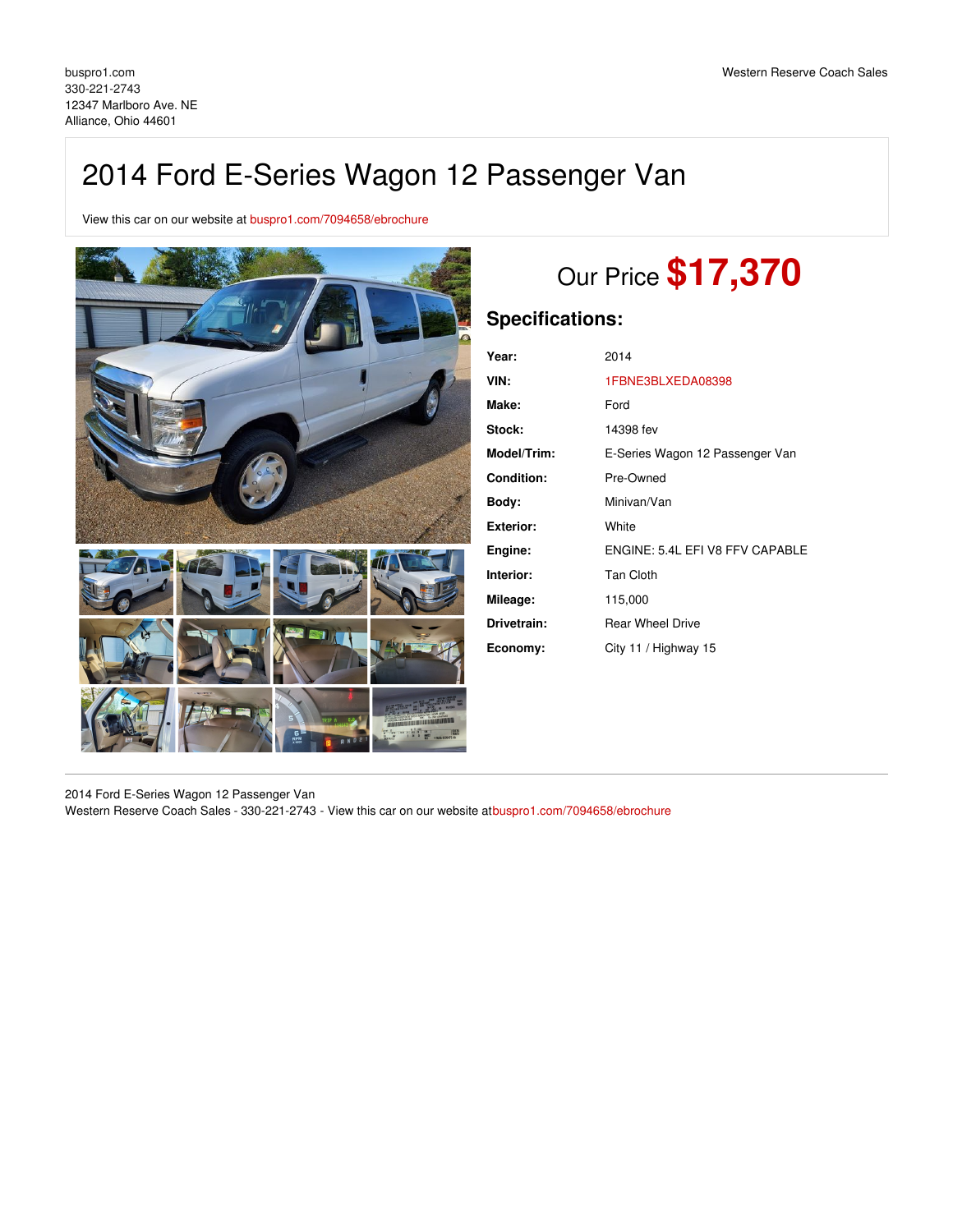buspro1.com
330-221-2743
12347 Marlboro Ave. NE
Alliance, Ohio 44601

Western Reserve Coach Sales

# 2014 Ford E-Series Wagon 12 Passenger Van

View this car on our website at buspro1.com/7094658/ebrochure

## Our Price **$17,370**

### Specifications:

| | |
|---|---|
| **Year:** | 2014 |
| **VIN:** | 1FBNE3BLXEDA08398 |
| **Make:** | Ford |
| **Stock:** | 14398 fev |
| **Model/Trim:** | E-Series Wagon 12 Passenger Van |
| **Condition:** | Pre-Owned |
| **Body:** | Minivan/Van |
| **Exterior:** | White |
| **Engine:** | ENGINE: 5.4L EFI V8 FFV CAPABLE |
| **Interior:** | Tan Cloth |
| **Mileage:** | 115,000 |
| **Drivetrain:** | Rear Wheel Drive |
| **Economy:** | City 11 / Highway 15 |

2014 Ford E-Series Wagon 12 Passenger Van
Western Reserve Coach Sales - 330-221-2743 - View this car on our website atbuspro1.com/7094658/ebrochure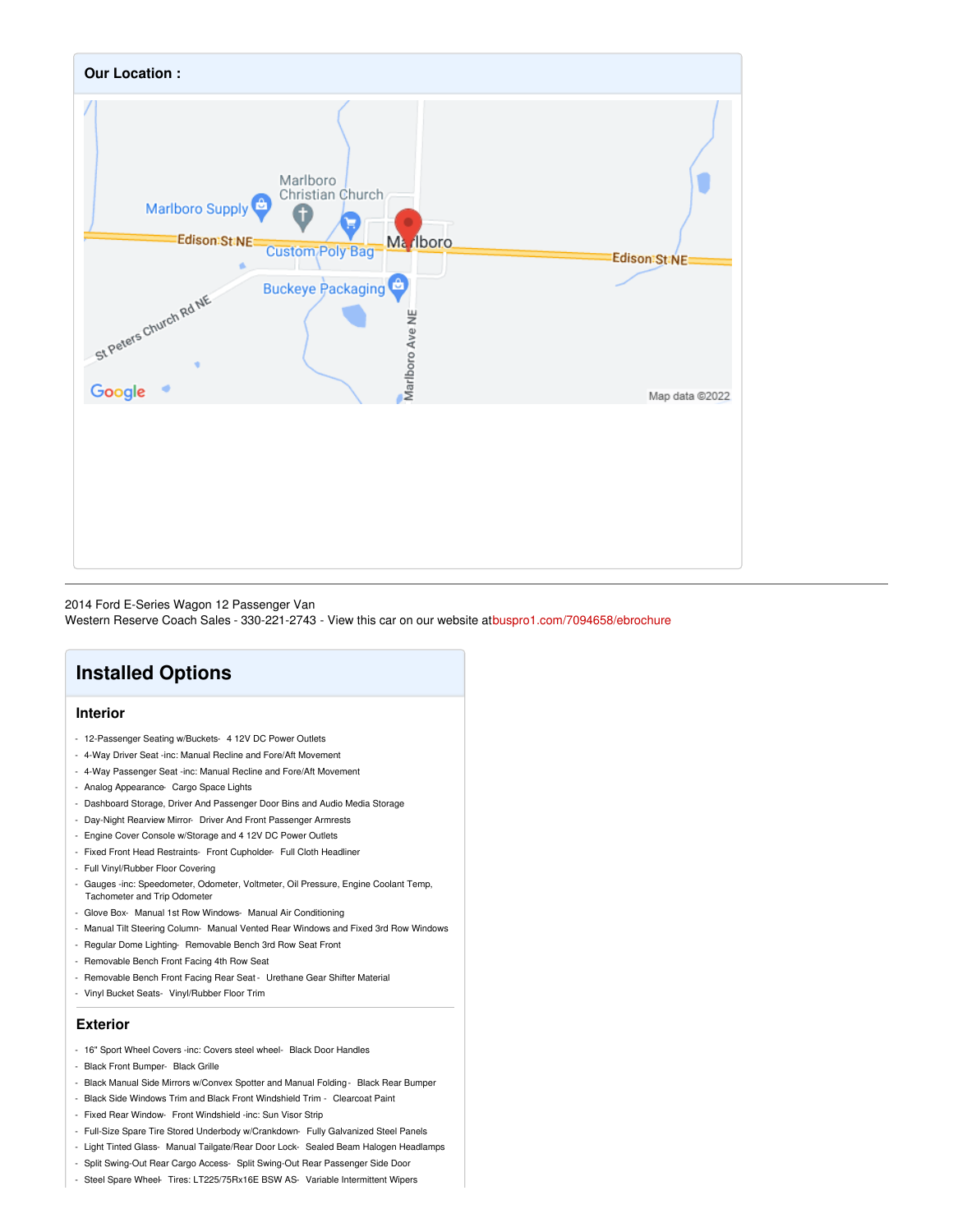## Our Location :

2014 Ford E-Series Wagon 12 Passenger Van
Western Reserve Coach Sales - 330-221-2743 - View this car on our website at buspro1.com/7094658/ebrochure

# Installed Options

### Interior

- 12-Passenger Seating w/Buckets- 4 12V DC Power Outlets
- 4-Way Driver Seat -inc: Manual Recline and Fore/Aft Movement
- 4-Way Passenger Seat -inc: Manual Recline and Fore/Aft Movement
- Analog Appearance- Cargo Space Lights
- Dashboard Storage, Driver And Passenger Door Bins and Audio Media Storage
- Day-Night Rearview Mirror- Driver And Front Passenger Armrests
- Engine Cover Console w/Storage and 4 12V DC Power Outlets
- Fixed Front Head Restraints- Front Cupholder- Full Cloth Headliner
- Full Vinyl/Rubber Floor Covering
- Gauges -inc: Speedometer, Odometer, Voltmeter, Oil Pressure, Engine Coolant Temp, Tachometer and Trip Odometer
- Glove Box- Manual 1st Row Windows- Manual Air Conditioning
- Manual Tilt Steering Column- Manual Vented Rear Windows and Fixed 3rd Row Windows
- Regular Dome Lighting- Removable Bench 3rd Row Seat Front
- Removable Bench Front Facing 4th Row Seat
- Removable Bench Front Facing Rear Seat - Urethane Gear Shifter Material
- Vinyl Bucket Seats- Vinyl/Rubber Floor Trim

### Exterior

- 16" Sport Wheel Covers -inc: Covers steel wheel- Black Door Handles
- Black Front Bumper- Black Grille
- Black Manual Side Mirrors w/Convex Spotter and Manual Folding - Black Rear Bumper
- Black Side Windows Trim and Black Front Windshield Trim - Clearcoat Paint
- Fixed Rear Window- Front Windshield -inc: Sun Visor Strip
- Full-Size Spare Tire Stored Underbody w/Crankdown- Fully Galvanized Steel Panels
- Light Tinted Glass- Manual Tailgate/Rear Door Lock- Sealed Beam Halogen Headlamps
- Split Swing-Out Rear Cargo Access- Split Swing-Out Rear Passenger Side Door
- Steel Spare Wheel- Tires: LT225/75Rx16E BSW AS- Variable Intermittent Wipers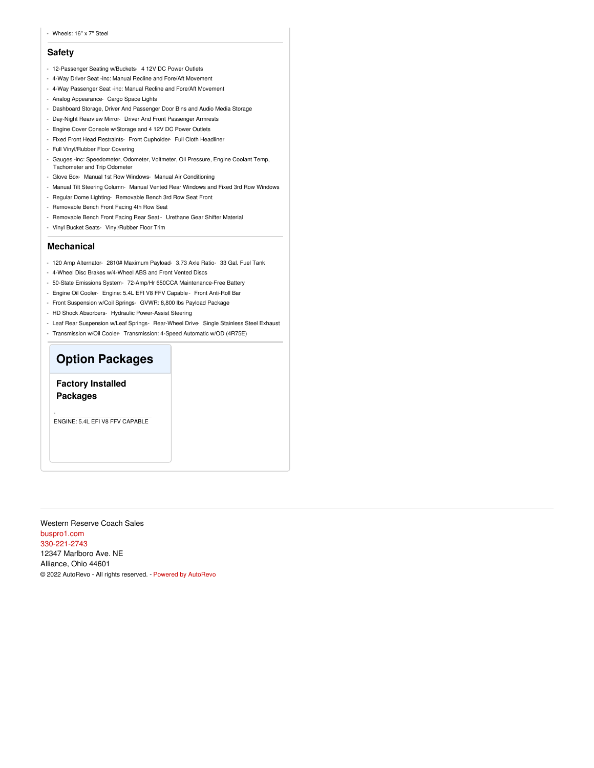- Wheels: 16" x 7" Steel

## Safety

- 12-Passenger Seating w/Buckets- 4 12V DC Power Outlets
- 4-Way Driver Seat -inc: Manual Recline and Fore/Aft Movement
- 4-Way Passenger Seat -inc: Manual Recline and Fore/Aft Movement
- Analog Appearance- Cargo Space Lights
- Dashboard Storage, Driver And Passenger Door Bins and Audio Media Storage
- Day-Night Rearview Mirror- Driver And Front Passenger Armrests
- Engine Cover Console w/Storage and 4 12V DC Power Outlets
- Fixed Front Head Restraints- Front Cupholder- Full Cloth Headliner
- Full Vinyl/Rubber Floor Covering
- Gauges -inc: Speedometer, Odometer, Voltmeter, Oil Pressure, Engine Coolant Temp, Tachometer and Trip Odometer
- Glove Box- Manual 1st Row Windows- Manual Air Conditioning
- Manual Tilt Steering Column- Manual Vented Rear Windows and Fixed 3rd Row Windows
- Regular Dome Lighting- Removable Bench 3rd Row Seat Front
- Removable Bench Front Facing 4th Row Seat
- Removable Bench Front Facing Rear Seat - Urethane Gear Shifter Material
- Vinyl Bucket Seats- Vinyl/Rubber Floor Trim

## Mechanical

- 120 Amp Alternator- 2810# Maximum Payload- 3.73 Axle Ratio- 33 Gal. Fuel Tank
- 4-Wheel Disc Brakes w/4-Wheel ABS and Front Vented Discs
- 50-State Emissions System- 72-Amp/Hr 650CCA Maintenance-Free Battery
- Engine Oil Cooler- Engine: 5.4L EFI V8 FFV Capable - Front Anti-Roll Bar
- Front Suspension w/Coil Springs- GVWR: 8,800 lbs Payload Package
- HD Shock Absorbers- Hydraulic Power-Assist Steering
- Leaf Rear Suspension w/Leaf Springs- Rear-Wheel Drive- Single Stainless Steel Exhaust
- Transmission w/Oil Cooler- Transmission: 4-Speed Automatic w/OD (4R75E)

# Option Packages

### Factory Installed Packages

- ENGINE: 5.4L EFI V8 FFV CAPABLE

Western Reserve Coach Sales
buspro1.com
330-221-2743
12347 Marlboro Ave. NE
Alliance, Ohio 44601
© 2022 AutoRevo - All rights reserved. - Powered by AutoRevo